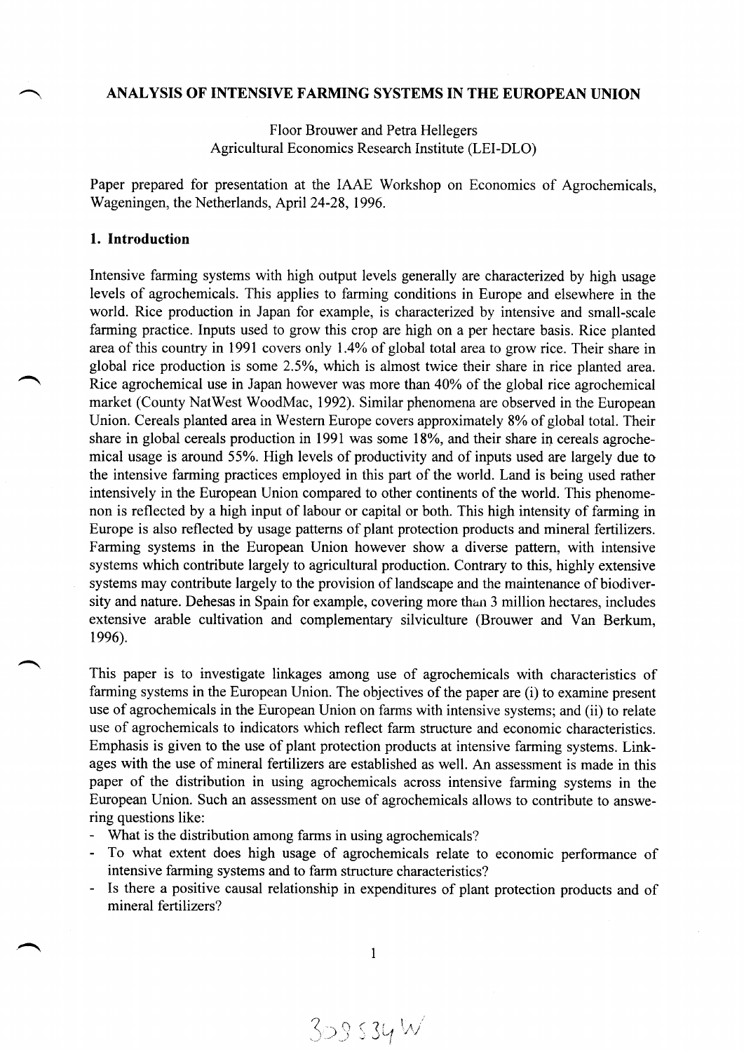# ANALYSIS OF INTENSIVE FARMING SYSTEMS IN THE EUROPEAN UNION

Floor Brouwer and Petra Hellegers
Agricultural Economics Research Institute (LEI-DLO)

Paper prepared for presentation at the IAAE Workshop on Economics of Agrochemicals, Wageningen, the Netherlands, April 24-28, 1996.

## 1. Introduction

Intensive farming systems with high output levels generally are characterized by high usage levels of agrochemicals. This applies to farming conditions in Europe and elsewhere in the world. Rice production in Japan for example, is characterized by intensive and small-scale farming practice. Inputs used to grow this crop are high on a per hectare basis. Rice planted area of this country in 1991 covers only 1.4% of global total area to grow rice. Their share in global rice production is some 2.5%, which is almost twice their share in rice planted area. Rice agrochemical use in Japan however was more than 40% of the global rice agrochemical market (County NatWest WoodMac, 1992). Similar phenomena are observed in the European Union. Cereals planted area in Western Europe covers approximately 8% of global total. Their share in global cereals production in 1991 was some 18%, and their share in cereals agrochemical usage is around 55%. High levels of productivity and of inputs used are largely due to the intensive farming practices employed in this part of the world. Land is being used rather intensively in the European Union compared to other continents of the world. This phenomenon is reflected by a high input of labour or capital or both. This high intensity of farming in Europe is also reflected by usage patterns of plant protection products and mineral fertilizers. Farming systems in the European Union however show a diverse pattern, with intensive systems which contribute largely to agricultural production. Contrary to this, highly extensive systems may contribute largely to the provision of landscape and the maintenance of biodiversity and nature. Dehesas in Spain for example, covering more than 3 million hectares, includes extensive arable cultivation and complementary silviculture (Brouwer and Van Berkum, 1996).

This paper is to investigate linkages among use of agrochemicals with characteristics of farming systems in the European Union. The objectives of the paper are (i) to examine present use of agrochemicals in the European Union on farms with intensive systems; and (ii) to relate use of agrochemicals to indicators which reflect farm structure and economic characteristics. Emphasis is given to the use of plant protection products at intensive farming systems. Linkages with the use of mineral fertilizers are established as well. An assessment is made in this paper of the distribution in using agrochemicals across intensive farming systems in the European Union. Such an assessment on use of agrochemicals allows to contribute to answering questions like:

- What is the distribution among farms in using agrochemicals?
- To what extent does high usage of agrochemicals relate to economic performance of intensive farming systems and to farm structure characteristics?
- Is there a positive causal relationship in expenditures of plant protection products and of mineral fertilizers?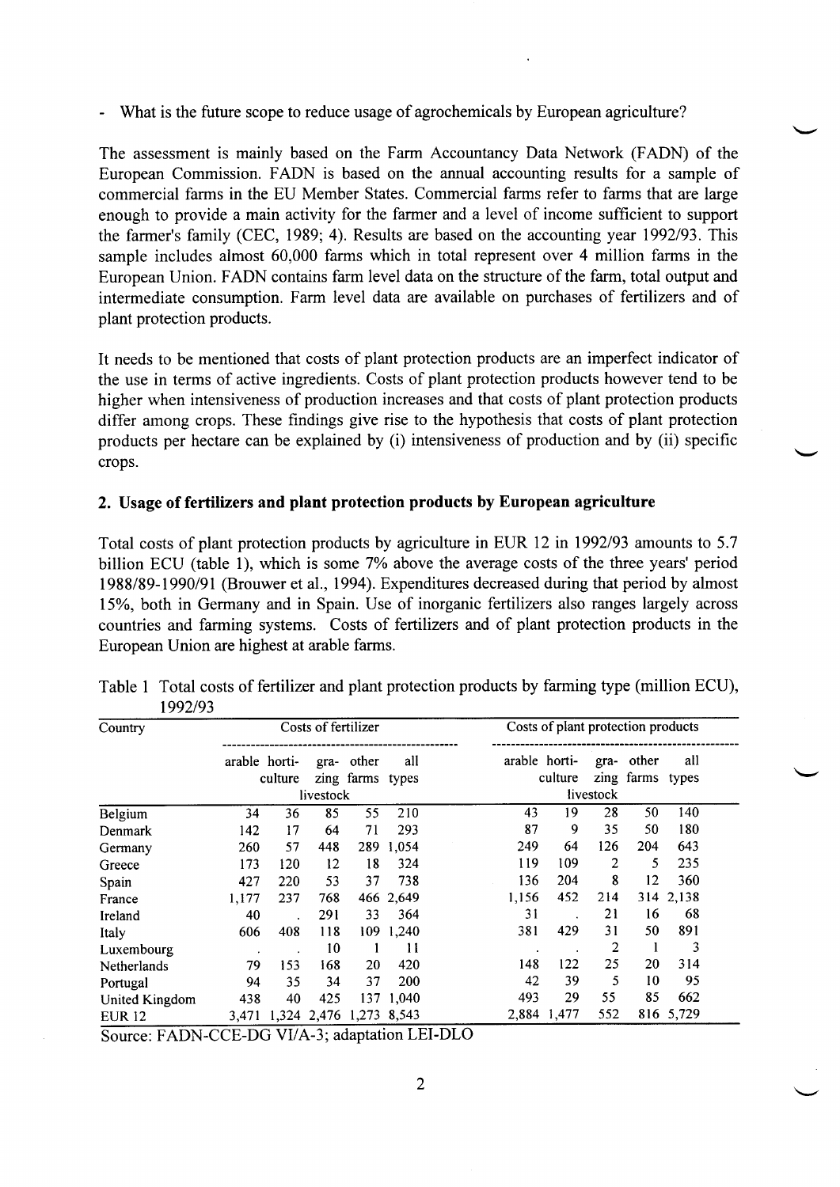- What is the future scope to reduce usage of agrochemicals by European agriculture?

The assessment is mainly based on the Farm Accountancy Data Network (FADN) of the European Commission. FADN is based on the annual accounting results for a sample of commercial farms in the EU Member States. Commercial farms refer to farms that are large enough to provide a main activity for the farmer and a level of income sufficient to support the farmer's family (CEC, 1989; 4). Results are based on the accounting year 1992/93. This sample includes almost 60,000 farms which in total represent over 4 million farms in the European Union. FADN contains farm level data on the structure of the farm, total output and intermediate consumption. Farm level data are available on purchases of fertilizers and of plant protection products.

It needs to be mentioned that costs of plant protection products are an imperfect indicator of the use in terms of active ingredients. Costs of plant protection products however tend to be higher when intensiveness of production increases and that costs of plant protection products differ among crops. These findings give rise to the hypothesis that costs of plant protection products per hectare can be explained by (i) intensiveness of production and by (ii) specific crops.

## 2. Usage of fertilizers and plant protection products by European agriculture

Total costs of plant protection products by agriculture in EUR 12 in 1992/93 amounts to 5.7 billion ECU (table 1), which is some 7% above the average costs of the three years' period 1988/89-1990/91 (Brouwer et al., 1994). Expenditures decreased during that period by almost 15%, both in Germany and in Spain. Use of inorganic fertilizers also ranges largely across countries and farming systems. Costs of fertilizers and of plant protection products in the European Union are highest at arable farms.

Table 1 Total costs of fertilizer and plant protection products by farming type (million ECU), 1992/93

| Country | Costs of fertilizer | | | | | Costs of plant protection products | | | | |
|---|---|---|---|---|---|---|---|---|---|---|
| | arable | horti-culture | gra-zing livestock | other farms | all types | arable | horti-culture | gra-zing livestock | other farms | all types |
| Belgium | 34 | 36 | 85 | 55 | 210 | 43 | 19 | 28 | 50 | 140 |
| Denmark | 142 | 17 | 64 | 71 | 293 | 87 | 9 | 35 | 50 | 180 |
| Germany | 260 | 57 | 448 | 289 | 1,054 | 249 | 64 | 126 | 204 | 643 |
| Greece | 173 | 120 | 12 | 18 | 324 | 119 | 109 | 2 | 5 | 235 |
| Spain | 427 | 220 | 53 | 37 | 738 | 136 | 204 | 8 | 12 | 360 |
| France | 1,177 | 237 | 768 | 466 | 2,649 | 1,156 | 452 | 214 | 314 | 2,138 |
| Ireland | 40 | . | 291 | 33 | 364 | 31 | . | 21 | 16 | 68 |
| Italy | 606 | 408 | 118 | 109 | 1,240 | 381 | 429 | 31 | 50 | 891 |
| Luxembourg | . | . | 10 | 1 | 11 | . | . | 2 | 1 | 3 |
| Netherlands | 79 | 153 | 168 | 20 | 420 | 148 | 122 | 25 | 20 | 314 |
| Portugal | 94 | 35 | 34 | 37 | 200 | 42 | 39 | 5 | 10 | 95 |
| United Kingdom | 438 | 40 | 425 | 137 | 1,040 | 493 | 29 | 55 | 85 | 662 |
| EUR 12 | 3,471 | 1,324 | 2,476 | 1,273 | 8,543 | 2,884 | 1,477 | 552 | 816 | 5,729 |

Source: FADN-CCE-DG VI/A-3; adaptation LEI-DLO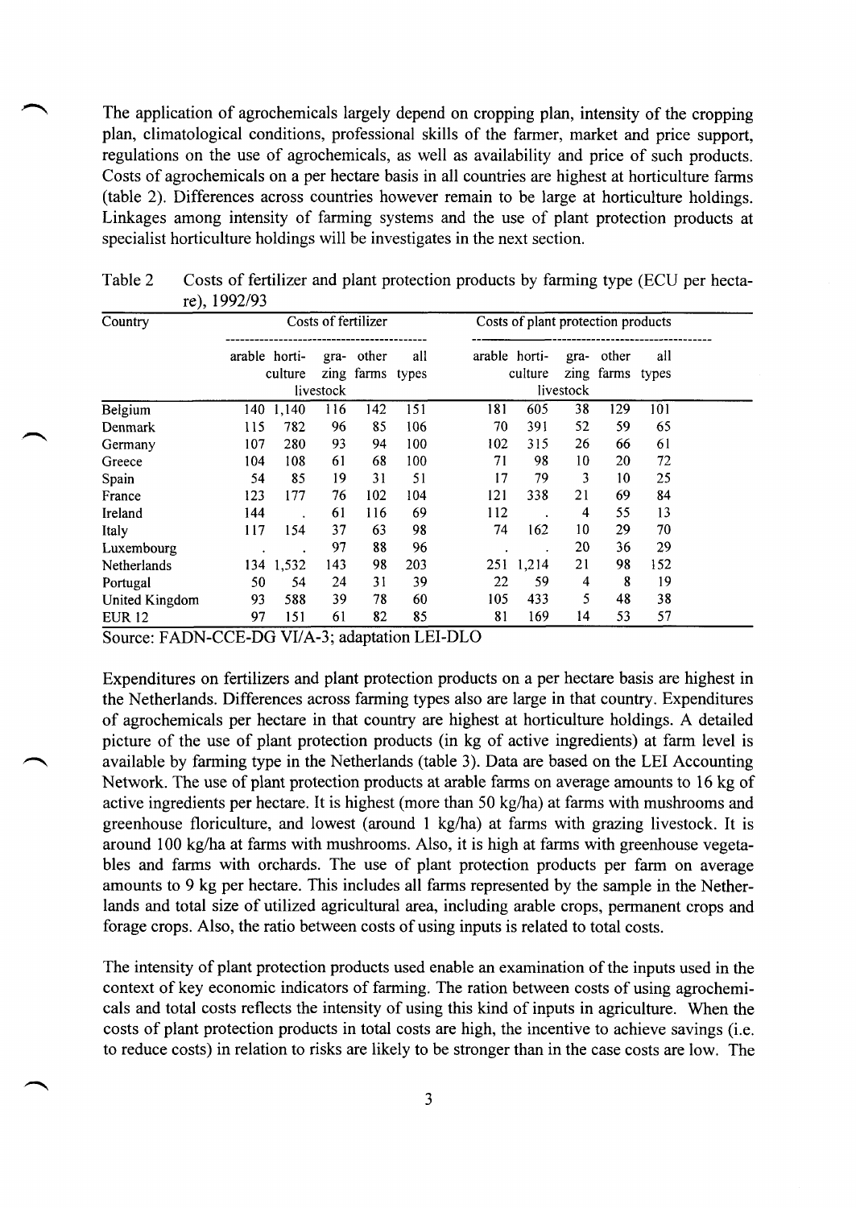The application of agrochemicals largely depend on cropping plan, intensity of the cropping plan, climatological conditions, professional skills of the farmer, market and price support, regulations on the use of agrochemicals, as well as availability and price of such products. Costs of agrochemicals on a per hectare basis in all countries are highest at horticulture farms (table 2). Differences across countries however remain to be large at horticulture holdings. Linkages among intensity of farming systems and the use of plant protection products at specialist horticulture holdings will be investigates in the next section.

Table 2 Costs of fertilizer and plant protection products by farming type (ECU per hectare), 1992/93

| Country | Costs of fertilizer | | | | | Costs of plant protection products | | | | |
|---|---|---|---|---|---|---|---|---|---|---|
| | arable | horti-culture | gra-zing livestock | other farms | all types | arable | horti-culture | gra-zing livestock | other farms | all types |
| Belgium | 140 | 1,140 | 116 | 142 | 151 | 181 | 605 | 38 | 129 | 101 |
| Denmark | 115 | 782 | 96 | 85 | 106 | 70 | 391 | 52 | 59 | 65 |
| Germany | 107 | 280 | 93 | 94 | 100 | 102 | 315 | 26 | 66 | 61 |
| Greece | 104 | 108 | 61 | 68 | 100 | 71 | 98 | 10 | 20 | 72 |
| Spain | 54 | 85 | 19 | 31 | 51 | 17 | 79 | 3 | 10 | 25 |
| France | 123 | 177 | 76 | 102 | 104 | 121 | 338 | 21 | 69 | 84 |
| Ireland | 144 | . | 61 | 116 | 69 | 112 | . | 4 | 55 | 13 |
| Italy | 117 | 154 | 37 | 63 | 98 | 74 | 162 | 10 | 29 | 70 |
| Luxembourg | . | . | 97 | 88 | 96 | . | . | 20 | 36 | 29 |
| Netherlands | 134 | 1,532 | 143 | 98 | 203 | 251 | 1,214 | 21 | 98 | 152 |
| Portugal | 50 | 54 | 24 | 31 | 39 | 22 | 59 | 4 | 8 | 19 |
| United Kingdom | 93 | 588 | 39 | 78 | 60 | 105 | 433 | 5 | 48 | 38 |
| EUR 12 | 97 | 151 | 61 | 82 | 85 | 81 | 169 | 14 | 53 | 57 |

Source: FADN-CCE-DG VI/A-3; adaptation LEI-DLO

Expenditures on fertilizers and plant protection products on a per hectare basis are highest in the Netherlands. Differences across farming types also are large in that country. Expenditures of agrochemicals per hectare in that country are highest at horticulture holdings. A detailed picture of the use of plant protection products (in kg of active ingredients) at farm level is available by farming type in the Netherlands (table 3). Data are based on the LEI Accounting Network. The use of plant protection products at arable farms on average amounts to 16 kg of active ingredients per hectare. It is highest (more than 50 kg/ha) at farms with mushrooms and greenhouse floriculture, and lowest (around 1 kg/ha) at farms with grazing livestock. It is around 100 kg/ha at farms with mushrooms. Also, it is high at farms with greenhouse vegetables and farms with orchards. The use of plant protection products per farm on average amounts to 9 kg per hectare. This includes all farms represented by the sample in the Netherlands and total size of utilized agricultural area, including arable crops, permanent crops and forage crops. Also, the ratio between costs of using inputs is related to total costs.

The intensity of plant protection products used enable an examination of the inputs used in the context of key economic indicators of farming. The ration between costs of using agrochemicals and total costs reflects the intensity of using this kind of inputs in agriculture. When the costs of plant protection products in total costs are high, the incentive to achieve savings (i.e. to reduce costs) in relation to risks are likely to be stronger than in the case costs are low. The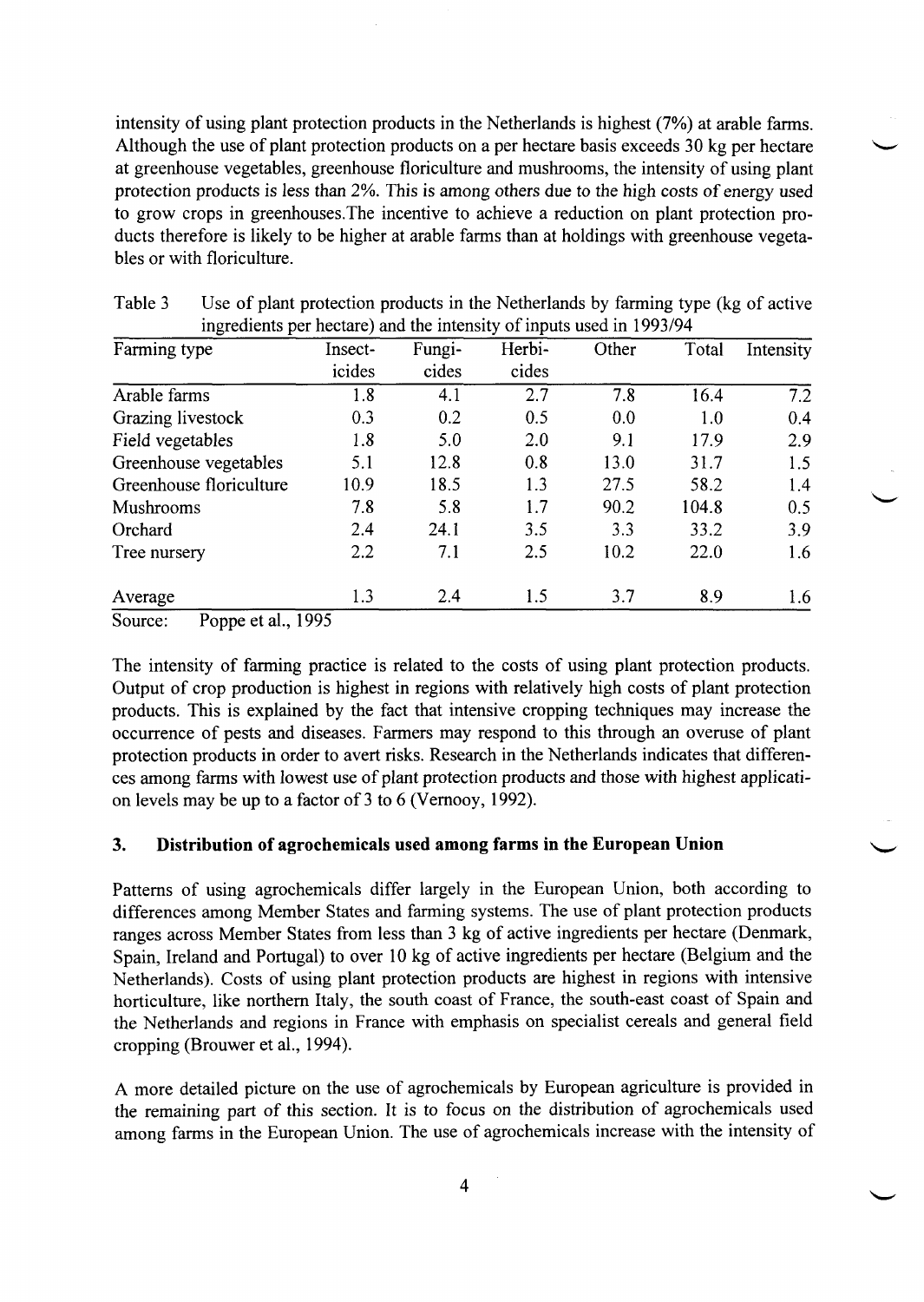intensity of using plant protection products in the Netherlands is highest (7%) at arable farms. Although the use of plant protection products on a per hectare basis exceeds 30 kg per hectare at greenhouse vegetables, greenhouse floriculture and mushrooms, the intensity of using plant protection products is less than 2%. This is among others due to the high costs of energy used to grow crops in greenhouses.The incentive to achieve a reduction on plant protection products therefore is likely to be higher at arable farms than at holdings with greenhouse vegetables or with floriculture.

Table 3 Use of plant protection products in the Netherlands by farming type (kg of active ingredients per hectare) and the intensity of inputs used in 1993/94

| Farming type | Insecticides | Fungicides | Herbicides | Other | Total | Intensity |
|---|---|---|---|---|---|---|
| Arable farms | 1.8 | 4.1 | 2.7 | 7.8 | 16.4 | 7.2 |
| Grazing livestock | 0.3 | 0.2 | 0.5 | 0.0 | 1.0 | 0.4 |
| Field vegetables | 1.8 | 5.0 | 2.0 | 9.1 | 17.9 | 2.9 |
| Greenhouse vegetables | 5.1 | 12.8 | 0.8 | 13.0 | 31.7 | 1.5 |
| Greenhouse floriculture | 10.9 | 18.5 | 1.3 | 27.5 | 58.2 | 1.4 |
| Mushrooms | 7.8 | 5.8 | 1.7 | 90.2 | 104.8 | 0.5 |
| Orchard | 2.4 | 24.1 | 3.5 | 3.3 | 33.2 | 3.9 |
| Tree nursery | 2.2 | 7.1 | 2.5 | 10.2 | 22.0 | 1.6 |
| Average | 1.3 | 2.4 | 1.5 | 3.7 | 8.9 | 1.6 |

Source: Poppe et al., 1995

The intensity of farming practice is related to the costs of using plant protection products. Output of crop production is highest in regions with relatively high costs of plant protection products. This is explained by the fact that intensive cropping techniques may increase the occurrence of pests and diseases. Farmers may respond to this through an overuse of plant protection products in order to avert risks. Research in the Netherlands indicates that differences among farms with lowest use of plant protection products and those with highest application levels may be up to a factor of 3 to 6 (Vernooy, 1992).

## 3. Distribution of agrochemicals used among farms in the European Union

Patterns of using agrochemicals differ largely in the European Union, both according to differences among Member States and farming systems. The use of plant protection products ranges across Member States from less than 3 kg of active ingredients per hectare (Denmark, Spain, Ireland and Portugal) to over 10 kg of active ingredients per hectare (Belgium and the Netherlands). Costs of using plant protection products are highest in regions with intensive horticulture, like northern Italy, the south coast of France, the south-east coast of Spain and the Netherlands and regions in France with emphasis on specialist cereals and general field cropping (Brouwer et al., 1994).

A more detailed picture on the use of agrochemicals by European agriculture is provided in the remaining part of this section. It is to focus on the distribution of agrochemicals used among farms in the European Union. The use of agrochemicals increase with the intensity of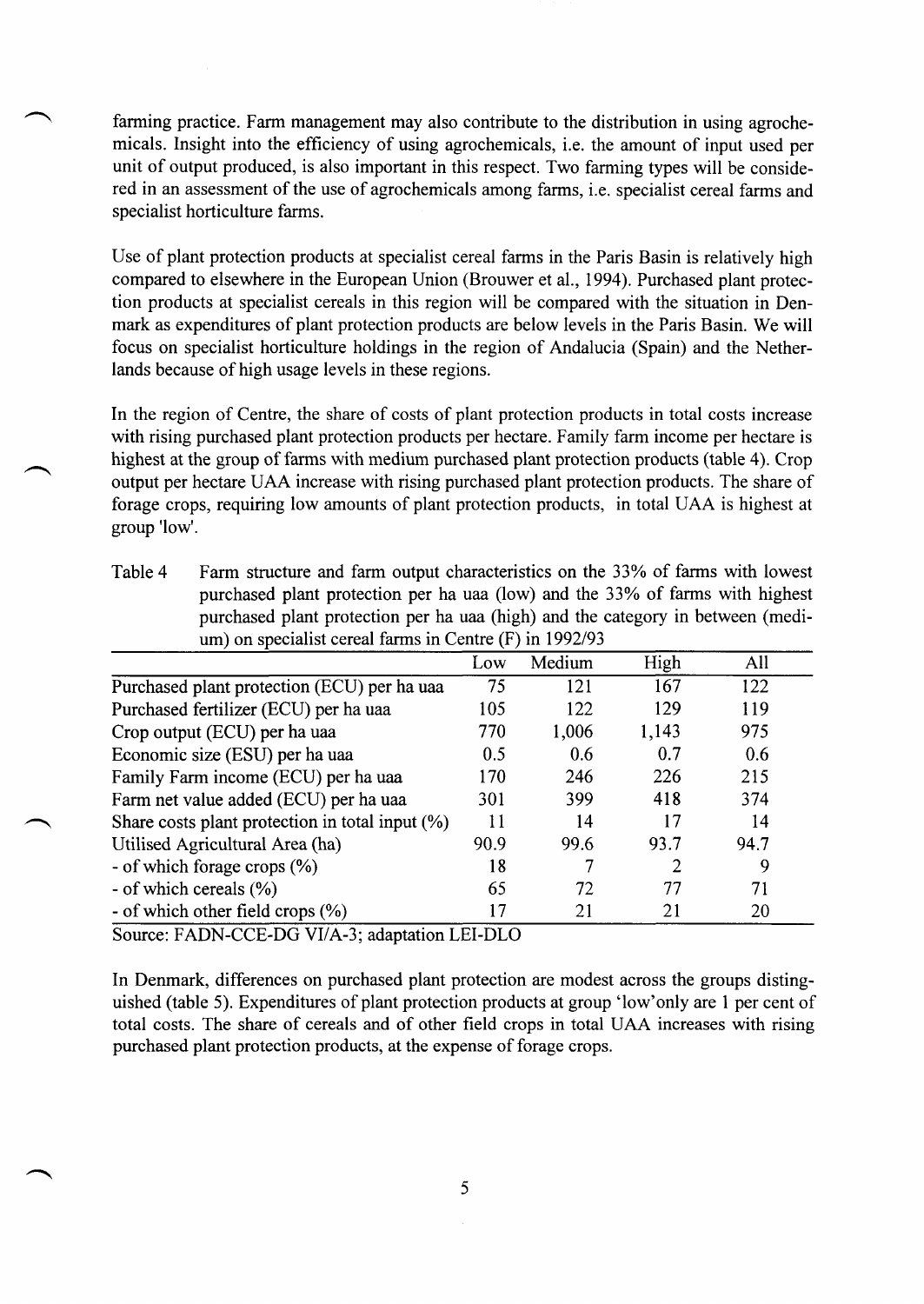farming practice. Farm management may also contribute to the distribution in using agrochemicals. Insight into the efficiency of using agrochemicals, i.e. the amount of input used per unit of output produced, is also important in this respect. Two farming types will be considered in an assessment of the use of agrochemicals among farms, i.e. specialist cereal farms and specialist horticulture farms.

Use of plant protection products at specialist cereal farms in the Paris Basin is relatively high compared to elsewhere in the European Union (Brouwer et al., 1994). Purchased plant protection products at specialist cereals in this region will be compared with the situation in Denmark as expenditures of plant protection products are below levels in the Paris Basin. We will focus on specialist horticulture holdings in the region of Andalucia (Spain) and the Netherlands because of high usage levels in these regions.

In the region of Centre, the share of costs of plant protection products in total costs increase with rising purchased plant protection products per hectare. Family farm income per hectare is highest at the group of farms with medium purchased plant protection products (table 4). Crop output per hectare UAA increase with rising purchased plant protection products. The share of forage crops, requiring low amounts of plant protection products, in total UAA is highest at group 'low'.

Table 4 Farm structure and farm output characteristics on the 33% of farms with lowest purchased plant protection per ha uaa (low) and the 33% of farms with highest purchased plant protection per ha uaa (high) and the category in between (medium) on specialist cereal farms in Centre (F) in 1992/93

| | Low | Medium | High | All |
|---|---|---|---|---|
| Purchased plant protection (ECU) per ha uaa | 75 | 121 | 167 | 122 |
| Purchased fertilizer (ECU) per ha uaa | 105 | 122 | 129 | 119 |
| Crop output (ECU) per ha uaa | 770 | 1,006 | 1,143 | 975 |
| Economic size (ESU) per ha uaa | 0.5 | 0.6 | 0.7 | 0.6 |
| Family Farm income (ECU) per ha uaa | 170 | 246 | 226 | 215 |
| Farm net value added (ECU) per ha uaa | 301 | 399 | 418 | 374 |
| Share costs plant protection in total input (%) | 11 | 14 | 17 | 14 |
| Utilised Agricultural Area (ha) | 90.9 | 99.6 | 93.7 | 94.7 |
| - of which forage crops (%) | 18 | 7 | 2 | 9 |
| - of which cereals (%) | 65 | 72 | 77 | 71 |
| - of which other field crops (%) | 17 | 21 | 21 | 20 |

Source: FADN-CCE-DG VI/A-3; adaptation LEI-DLO

In Denmark, differences on purchased plant protection are modest across the groups distinguished (table 5). Expenditures of plant protection products at group 'low'only are 1 per cent of total costs. The share of cereals and of other field crops in total UAA increases with rising purchased plant protection products, at the expense of forage crops.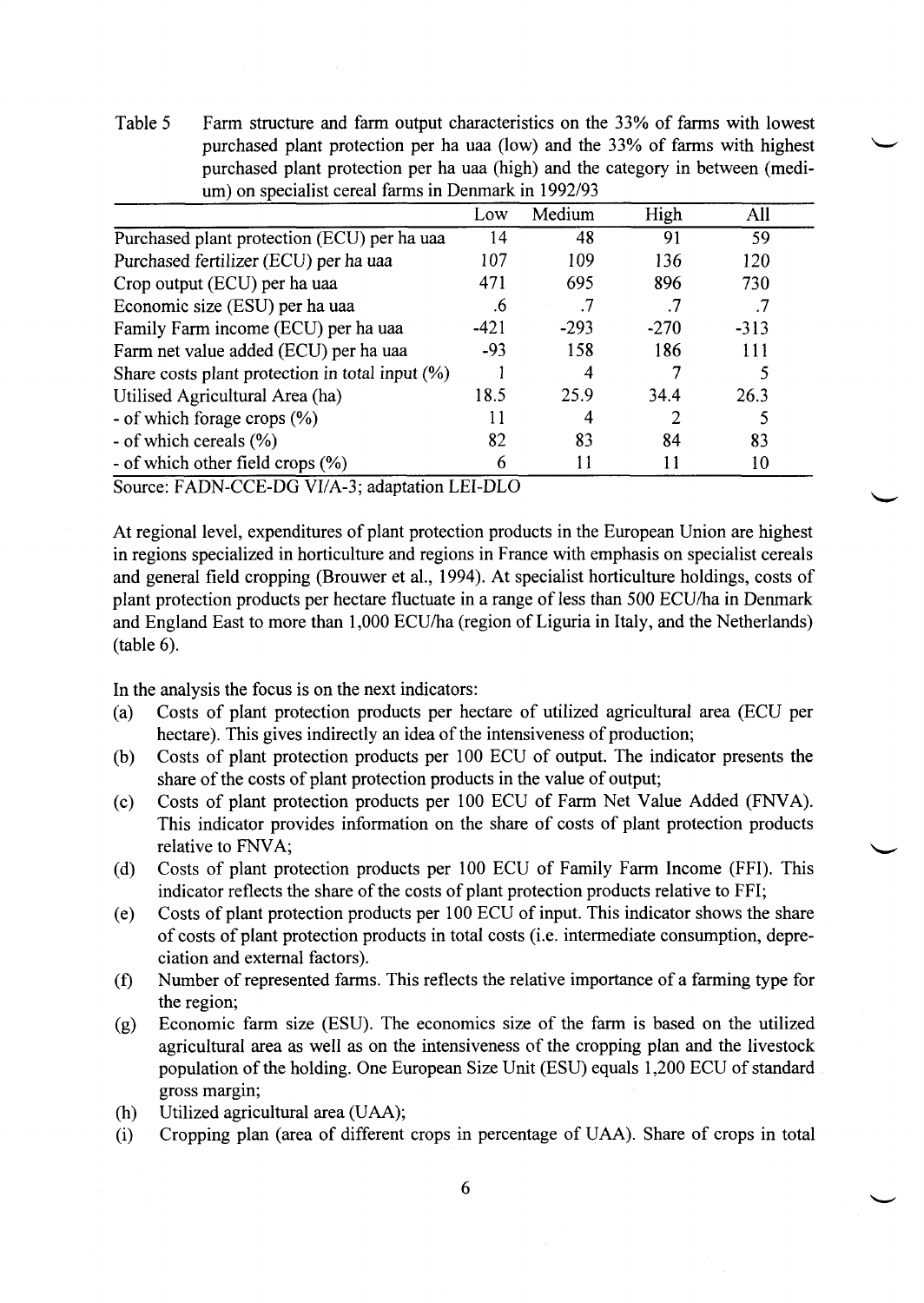Table 5 Farm structure and farm output characteristics on the 33% of farms with lowest purchased plant protection per ha uaa (low) and the 33% of farms with highest purchased plant protection per ha uaa (high) and the category in between (medium) on specialist cereal farms in Denmark in 1992/93

| | Low | Medium | High | All |
|---|---|---|---|---|
| Purchased plant protection (ECU) per ha uaa | 14 | 48 | 91 | 59 |
| Purchased fertilizer (ECU) per ha uaa | 107 | 109 | 136 | 120 |
| Crop output (ECU) per ha uaa | 471 | 695 | 896 | 730 |
| Economic size (ESU) per ha uaa | .6 | .7 | .7 | .7 |
| Family Farm income (ECU) per ha uaa | -421 | -293 | -270 | -313 |
| Farm net value added (ECU) per ha uaa | -93 | 158 | 186 | 111 |
| Share costs plant protection in total input (%) | 1 | 4 | 7 | 5 |
| Utilised Agricultural Area (ha) | 18.5 | 25.9 | 34.4 | 26.3 |
| - of which forage crops (%) | 11 | 4 | 2 | 5 |
| - of which cereals (%) | 82 | 83 | 84 | 83 |
| - of which other field crops (%) | 6 | 11 | 11 | 10 |

Source: FADN-CCE-DG VI/A-3; adaptation LEI-DLO

At regional level, expenditures of plant protection products in the European Union are highest in regions specialized in horticulture and regions in France with emphasis on specialist cereals and general field cropping (Brouwer et al., 1994). At specialist horticulture holdings, costs of plant protection products per hectare fluctuate in a range of less than 500 ECU/ha in Denmark and England East to more than 1,000 ECU/ha (region of Liguria in Italy, and the Netherlands) (table 6).

In the analysis the focus is on the next indicators:

(a) Costs of plant protection products per hectare of utilized agricultural area (ECU per hectare). This gives indirectly an idea of the intensiveness of production;
(b) Costs of plant protection products per 100 ECU of output. The indicator presents the share of the costs of plant protection products in the value of output;
(c) Costs of plant protection products per 100 ECU of Farm Net Value Added (FNVA). This indicator provides information on the share of costs of plant protection products relative to FNVA;
(d) Costs of plant protection products per 100 ECU of Family Farm Income (FFI). This indicator reflects the share of the costs of plant protection products relative to FFI;
(e) Costs of plant protection products per 100 ECU of input. This indicator shows the share of costs of plant protection products in total costs (i.e. intermediate consumption, depreciation and external factors).
(f) Number of represented farms. This reflects the relative importance of a farming type for the region;
(g) Economic farm size (ESU). The economics size of the farm is based on the utilized agricultural area as well as on the intensiveness of the cropping plan and the livestock population of the holding. One European Size Unit (ESU) equals 1,200 ECU of standard gross margin;
(h) Utilized agricultural area (UAA);
(i) Cropping plan (area of different crops in percentage of UAA). Share of crops in total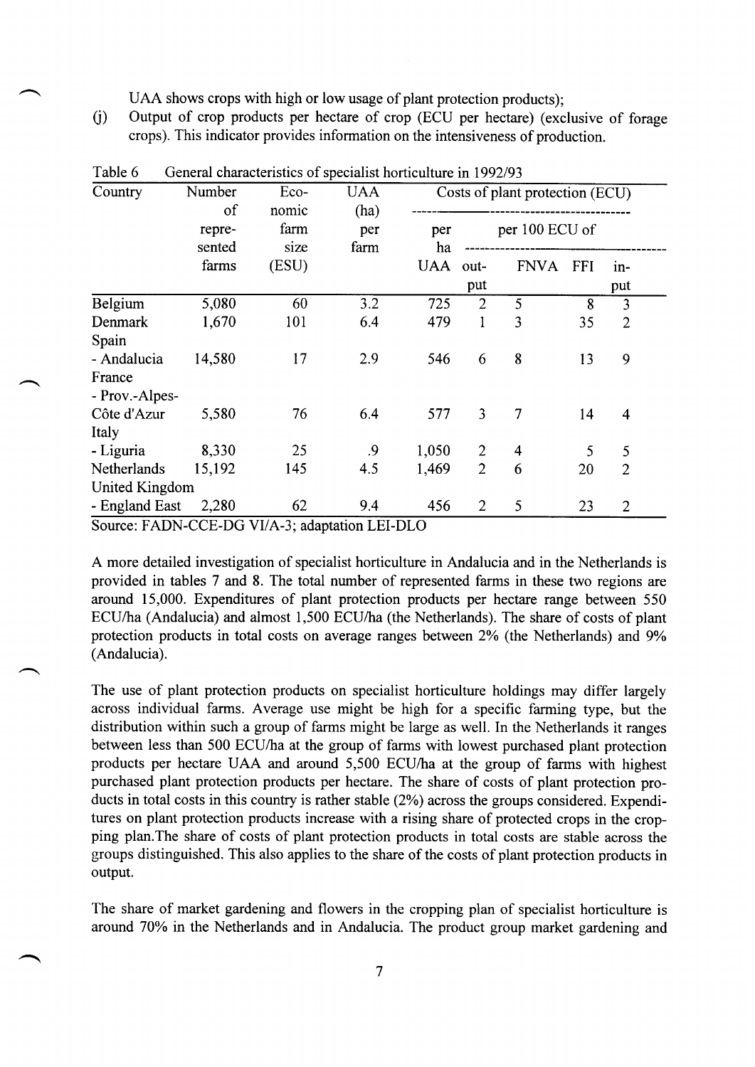UAA shows crops with high or low usage of plant protection products);

(j) Output of crop products per hectare of crop (ECU per hectare) (exclusive of forage crops). This indicator provides information on the intensiveness of production.

Table 6 General characteristics of specialist horticulture in 1992/93

| Country | Number of repre-sented farms | Eco-nomic farm size (ESU) | UAA (ha) per farm | Costs of plant protection (ECU) | | | | |
|---|---|---|---|---|---|---|---|---|
| | | | | per ha UAA | per 100 ECU of | | | |
| | | | | | out-put | FNVA | FFI | in-put |
| Belgium | 5,080 | 60 | 3.2 | 725 | 2 | 5 | 8 | 3 |
| Denmark | 1,670 | 101 | 6.4 | 479 | 1 | 3 | 35 | 2 |
| Spain | | | | | | | | |
| - Andalucia | 14,580 | 17 | 2.9 | 546 | 6 | 8 | 13 | 9 |
| France | | | | | | | | |
| - Prov.-Alpes-Côte d'Azur | 5,580 | 76 | 6.4 | 577 | 3 | 7 | 14 | 4 |
| Italy | | | | | | | | |
| - Liguria | 8,330 | 25 | .9 | 1,050 | 2 | 4 | 5 | 5 |
| Netherlands | 15,192 | 145 | 4.5 | 1,469 | 2 | 6 | 20 | 2 |
| United Kingdom | | | | | | | | |
| - England East | 2,280 | 62 | 9.4 | 456 | 2 | 5 | 23 | 2 |

Source: FADN-CCE-DG VI/A-3; adaptation LEI-DLO

A more detailed investigation of specialist horticulture in Andalucia and in the Netherlands is provided in tables 7 and 8. The total number of represented farms in these two regions are around 15,000. Expenditures of plant protection products per hectare range between 550 ECU/ha (Andalucia) and almost 1,500 ECU/ha (the Netherlands). The share of costs of plant protection products in total costs on average ranges between 2% (the Netherlands) and 9% (Andalucia).

The use of plant protection products on specialist horticulture holdings may differ largely across individual farms. Average use might be high for a specific farming type, but the distribution within such a group of farms might be large as well. In the Netherlands it ranges between less than 500 ECU/ha at the group of farms with lowest purchased plant protection products per hectare UAA and around 5,500 ECU/ha at the group of farms with highest purchased plant protection products per hectare. The share of costs of plant protection products in total costs in this country is rather stable (2%) across the groups considered. Expenditures on plant protection products increase with a rising share of protected crops in the cropping plan.The share of costs of plant protection products in total costs are stable across the groups distinguished. This also applies to the share of the costs of plant protection products in output.

The share of market gardening and flowers in the cropping plan of specialist horticulture is around 70% in the Netherlands and in Andalucia. The product group market gardening and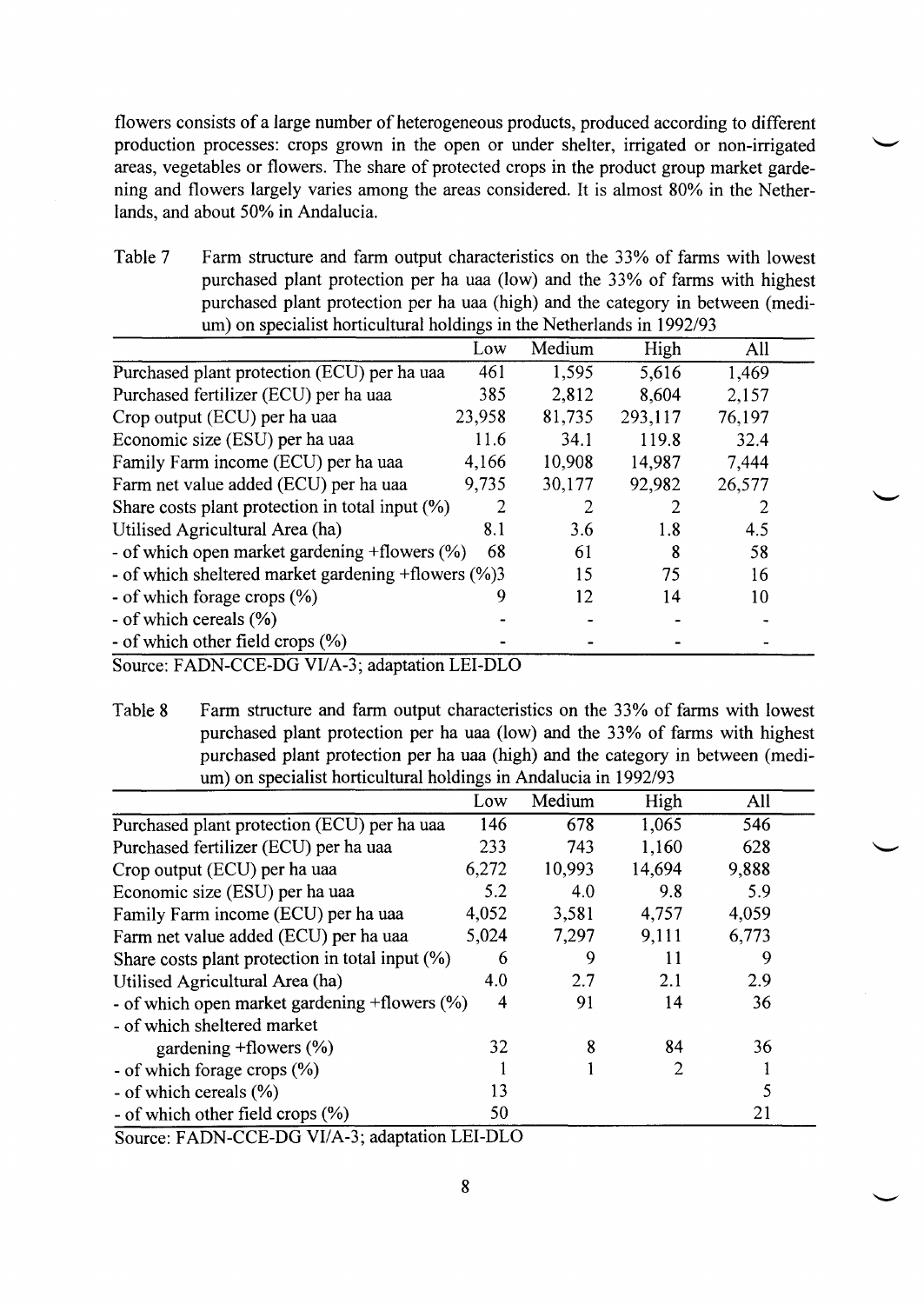flowers consists of a large number of heterogeneous products, produced according to different production processes: crops grown in the open or under shelter, irrigated or non-irrigated areas, vegetables or flowers. The share of protected crops in the product group market gardening and flowers largely varies among the areas considered. It is almost 80% in the Netherlands, and about 50% in Andalucia.

Table 7 Farm structure and farm output characteristics on the 33% of farms with lowest purchased plant protection per ha uaa (low) and the 33% of farms with highest purchased plant protection per ha uaa (high) and the category in between (medium) on specialist horticultural holdings in the Netherlands in 1992/93

| | Low | Medium | High | All |
|---|---|---|---|---|
| Purchased plant protection (ECU) per ha uaa | 461 | 1,595 | 5,616 | 1,469 |
| Purchased fertilizer (ECU) per ha uaa | 385 | 2,812 | 8,604 | 2,157 |
| Crop output (ECU) per ha uaa | 23,958 | 81,735 | 293,117 | 76,197 |
| Economic size (ESU) per ha uaa | 11.6 | 34.1 | 119.8 | 32.4 |
| Family Farm income (ECU) per ha uaa | 4,166 | 10,908 | 14,987 | 7,444 |
| Farm net value added (ECU) per ha uaa | 9,735 | 30,177 | 92,982 | 26,577 |
| Share costs plant protection in total input (%) | 2 | 2 | 2 | 2 |
| Utilised Agricultural Area (ha) | 8.1 | 3.6 | 1.8 | 4.5 |
| - of which open market gardening +flowers (%) | 68 | 61 | 8 | 58 |
| - of which sheltered market gardening +flowers (%) | 3 | 15 | 75 | 16 |
| - of which forage crops (%) | 9 | 12 | 14 | 10 |
| - of which cereals (%) | - | - | - | - |
| - of which other field crops (%) | - | - | - | - |

Source: FADN-CCE-DG VI/A-3; adaptation LEI-DLO

Table 8 Farm structure and farm output characteristics on the 33% of farms with lowest purchased plant protection per ha uaa (low) and the 33% of farms with highest purchased plant protection per ha uaa (high) and the category in between (medium) on specialist horticultural holdings in Andalucia in 1992/93

| | Low | Medium | High | All |
|---|---|---|---|---|
| Purchased plant protection (ECU) per ha uaa | 146 | 678 | 1,065 | 546 |
| Purchased fertilizer (ECU) per ha uaa | 233 | 743 | 1,160 | 628 |
| Crop output (ECU) per ha uaa | 6,272 | 10,993 | 14,694 | 9,888 |
| Economic size (ESU) per ha uaa | 5.2 | 4.0 | 9.8 | 5.9 |
| Family Farm income (ECU) per ha uaa | 4,052 | 3,581 | 4,757 | 4,059 |
| Farm net value added (ECU) per ha uaa | 5,024 | 7,297 | 9,111 | 6,773 |
| Share costs plant protection in total input (%) | 6 | 9 | 11 | 9 |
| Utilised Agricultural Area (ha) | 4.0 | 2.7 | 2.1 | 2.9 |
| - of which open market gardening +flowers (%) | 4 | 91 | 14 | 36 |
| - of which sheltered market gardening +flowers (%) | 32 | 8 | 84 | 36 |
| - of which forage crops (%) | 1 | 1 | 2 | 1 |
| - of which cereals (%) | 13 | | | 5 |
| - of which other field crops (%) | 50 | | | 21 |

Source: FADN-CCE-DG VI/A-3; adaptation LEI-DLO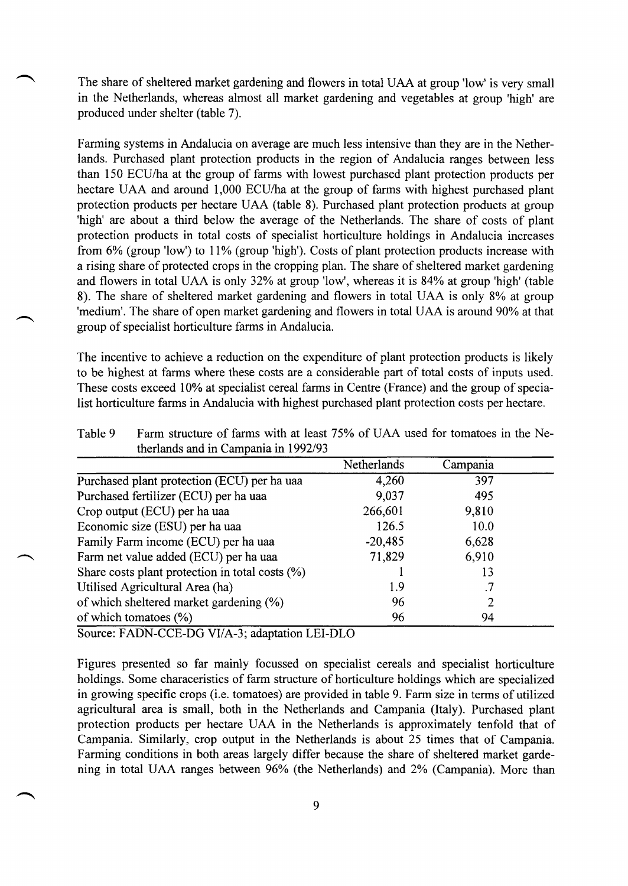The share of sheltered market gardening and flowers in total UAA at group 'low' is very small in the Netherlands, whereas almost all market gardening and vegetables at group 'high' are produced under shelter (table 7).

Farming systems in Andalucia on average are much less intensive than they are in the Netherlands. Purchased plant protection products in the region of Andalucia ranges between less than 150 ECU/ha at the group of farms with lowest purchased plant protection products per hectare UAA and around 1,000 ECU/ha at the group of farms with highest purchased plant protection products per hectare UAA (table 8). Purchased plant protection products at group 'high' are about a third below the average of the Netherlands. The share of costs of plant protection products in total costs of specialist horticulture holdings in Andalucia increases from 6% (group 'low') to 11% (group 'high'). Costs of plant protection products increase with a rising share of protected crops in the cropping plan. The share of sheltered market gardening and flowers in total UAA is only 32% at group 'low', whereas it is 84% at group 'high' (table 8). The share of sheltered market gardening and flowers in total UAA is only 8% at group 'medium'. The share of open market gardening and flowers in total UAA is around 90% at that group of specialist horticulture farms in Andalucia.

The incentive to achieve a reduction on the expenditure of plant protection products is likely to be highest at farms where these costs are a considerable part of total costs of inputs used. These costs exceed 10% at specialist cereal farms in Centre (France) and the group of specialist horticulture farms in Andalucia with highest purchased plant protection costs per hectare.

Table 9 Farm structure of farms with at least 75% of UAA used for tomatoes in the Netherlands and in Campania in 1992/93

| | Netherlands | Campania |
|---|---|---|
| Purchased plant protection (ECU) per ha uaa | 4,260 | 397 |
| Purchased fertilizer (ECU) per ha uaa | 9,037 | 495 |
| Crop output (ECU) per ha uaa | 266,601 | 9,810 |
| Economic size (ESU) per ha uaa | 126.5 | 10.0 |
| Family Farm income (ECU) per ha uaa | -20,485 | 6,628 |
| Farm net value added (ECU) per ha uaa | 71,829 | 6,910 |
| Share costs plant protection in total costs (%) | 1 | 13 |
| Utilised Agricultural Area (ha) | 1.9 | .7 |
| of which sheltered market gardening (%) | 96 | 2 |
| of which tomatoes (%) | 96 | 94 |

Source: FADN-CCE-DG VI/A-3; adaptation LEI-DLO

Figures presented so far mainly focussed on specialist cereals and specialist horticulture holdings. Some characteristics of farm structure of horticulture holdings which are specialized in growing specific crops (i.e. tomatoes) are provided in table 9. Farm size in terms of utilized agricultural area is small, both in the Netherlands and Campania (Italy). Purchased plant protection products per hectare UAA in the Netherlands is approximately tenfold that of Campania. Similarly, crop output in the Netherlands is about 25 times that of Campania. Farming conditions in both areas largely differ because the share of sheltered market gardening in total UAA ranges between 96% (the Netherlands) and 2% (Campania). More than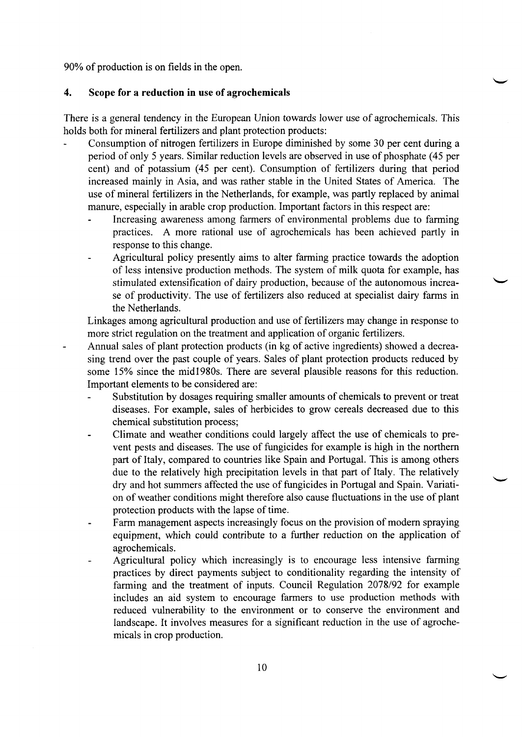90% of production is on fields in the open.

## 4. Scope for a reduction in use of agrochemicals

There is a general tendency in the European Union towards lower use of agrochemicals. This holds both for mineral fertilizers and plant protection products:

- Consumption of nitrogen fertilizers in Europe diminished by some 30 per cent during a period of only 5 years. Similar reduction levels are observed in use of phosphate (45 per cent) and of potassium (45 per cent). Consumption of fertilizers during that period increased mainly in Asia, and was rather stable in the United States of America. The use of mineral fertilizers in the Netherlands, for example, was partly replaced by animal manure, especially in arable crop production. Important factors in this respect are:
  - Increasing awareness among farmers of environmental problems due to farming practices. A more rational use of agrochemicals has been achieved partly in response to this change.
  - Agricultural policy presently aims to alter farming practice towards the adoption of less intensive production methods. The system of milk quota for example, has stimulated extensification of dairy production, because of the autonomous increase of productivity. The use of fertilizers also reduced at specialist dairy farms in the Netherlands.

  Linkages among agricultural production and use of fertilizers may change in response to more strict regulation on the treatment and application of organic fertilizers.
- Annual sales of plant protection products (in kg of active ingredients) showed a decreasing trend over the past couple of years. Sales of plant protection products reduced by some 15% since the mid1980s. There are several plausible reasons for this reduction. Important elements to be considered are:
  - Substitution by dosages requiring smaller amounts of chemicals to prevent or treat diseases. For example, sales of herbicides to grow cereals decreased due to this chemical substitution process;
  - Climate and weather conditions could largely affect the use of chemicals to prevent pests and diseases. The use of fungicides for example is high in the northern part of Italy, compared to countries like Spain and Portugal. This is among others due to the relatively high precipitation levels in that part of Italy. The relatively dry and hot summers affected the use of fungicides in Portugal and Spain. Variation of weather conditions might therefore also cause fluctuations in the use of plant protection products with the lapse of time.
  - Farm management aspects increasingly focus on the provision of modern spraying equipment, which could contribute to a further reduction on the application of agrochemicals.
  - Agricultural policy which increasingly is to encourage less intensive farming practices by direct payments subject to conditionality regarding the intensity of farming and the treatment of inputs. Council Regulation 2078/92 for example includes an aid system to encourage farmers to use production methods with reduced vulnerability to the environment or to conserve the environment and landscape. It involves measures for a significant reduction in the use of agrochemicals in crop production.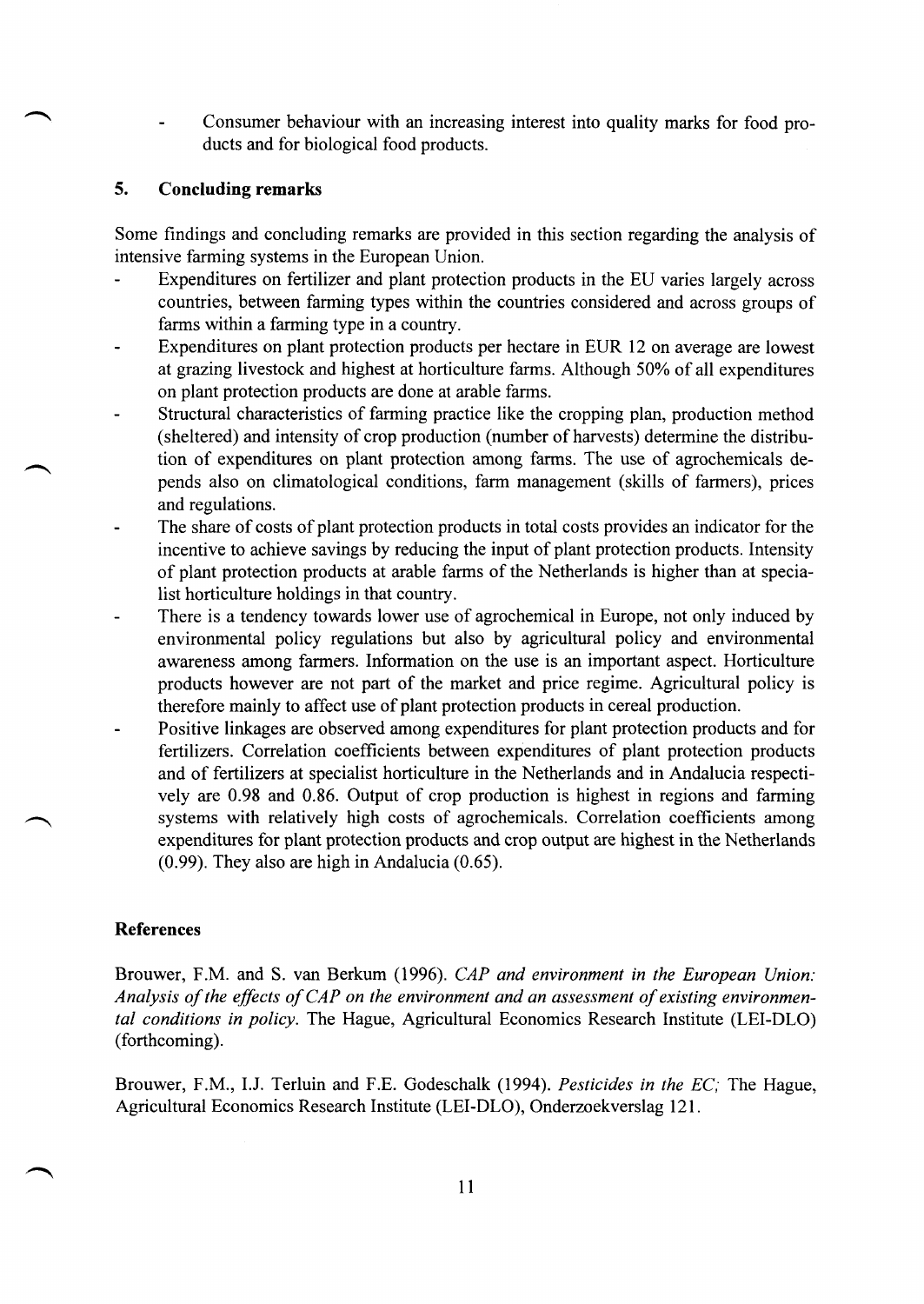- Consumer behaviour with an increasing interest into quality marks for food products and for biological food products.

## 5. Concluding remarks

Some findings and concluding remarks are provided in this section regarding the analysis of intensive farming systems in the European Union.

- Expenditures on fertilizer and plant protection products in the EU varies largely across countries, between farming types within the countries considered and across groups of farms within a farming type in a country.
- Expenditures on plant protection products per hectare in EUR 12 on average are lowest at grazing livestock and highest at horticulture farms. Although 50% of all expenditures on plant protection products are done at arable farms.
- Structural characteristics of farming practice like the cropping plan, production method (sheltered) and intensity of crop production (number of harvests) determine the distribution of expenditures on plant protection among farms. The use of agrochemicals depends also on climatological conditions, farm management (skills of farmers), prices and regulations.
- The share of costs of plant protection products in total costs provides an indicator for the incentive to achieve savings by reducing the input of plant protection products. Intensity of plant protection products at arable farms of the Netherlands is higher than at specialist horticulture holdings in that country.
- There is a tendency towards lower use of agrochemical in Europe, not only induced by environmental policy regulations but also by agricultural policy and environmental awareness among farmers. Information on the use is an important aspect. Horticulture products however are not part of the market and price regime. Agricultural policy is therefore mainly to affect use of plant protection products in cereal production.
- Positive linkages are observed among expenditures for plant protection products and for fertilizers. Correlation coefficients between expenditures of plant protection products and of fertilizers at specialist horticulture in the Netherlands and in Andalucia respectively are 0.98 and 0.86. Output of crop production is highest in regions and farming systems with relatively high costs of agrochemicals. Correlation coefficients among expenditures for plant protection products and crop output are highest in the Netherlands (0.99). They also are high in Andalucia (0.65).

## References

Brouwer, F.M. and S. van Berkum (1996). *CAP and environment in the European Union: Analysis of the effects of CAP on the environment and an assessment of existing environmental conditions in policy*. The Hague, Agricultural Economics Research Institute (LEI-DLO) (forthcoming).

Brouwer, F.M., I.J. Terluin and F.E. Godeschalk (1994). *Pesticides in the EC;* The Hague, Agricultural Economics Research Institute (LEI-DLO), Onderzoekverslag 121.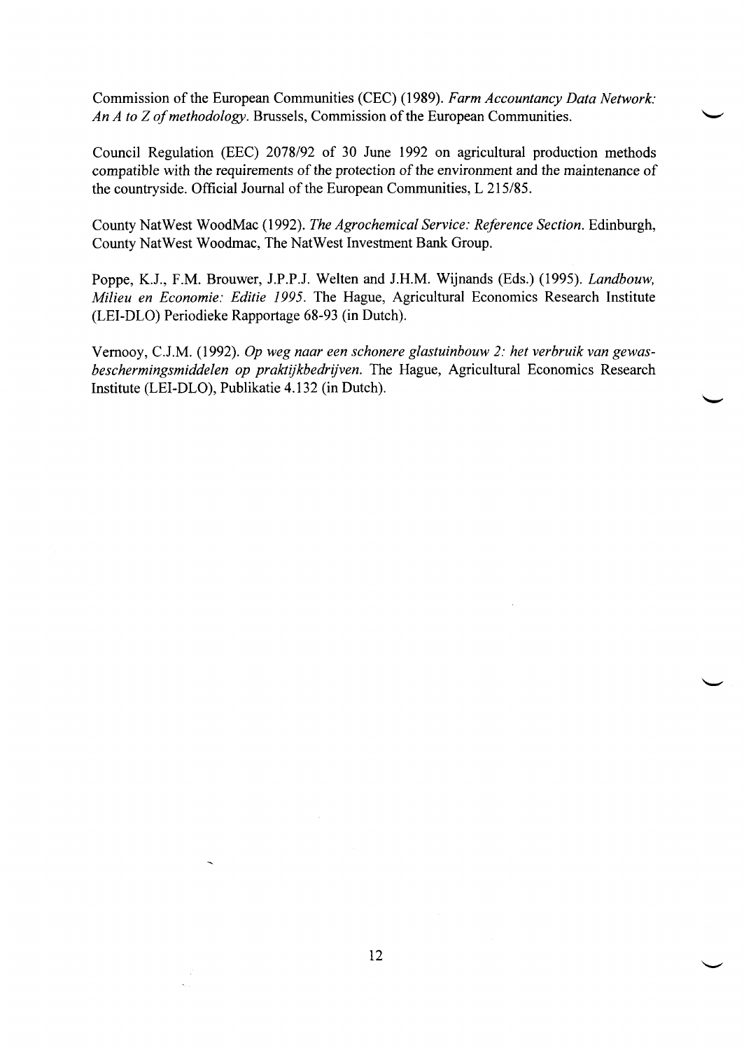Commission of the European Communities (CEC) (1989). *Farm Accountancy Data Network: An A to Z of methodology*. Brussels, Commission of the European Communities.

Council Regulation (EEC) 2078/92 of 30 June 1992 on agricultural production methods compatible with the requirements of the protection of the environment and the maintenance of the countryside. Official Journal of the European Communities, L 215/85.

County NatWest WoodMac (1992). *The Agrochemical Service: Reference Section*. Edinburgh, County NatWest Woodmac, The NatWest Investment Bank Group.

Poppe, K.J., F.M. Brouwer, J.P.P.J. Welten and J.H.M. Wijnands (Eds.) (1995). *Landbouw, Milieu en Economie: Editie 1995*. The Hague, Agricultural Economics Research Institute (LEI-DLO) Periodieke Rapportage 68-93 (in Dutch).

Vernooy, C.J.M. (1992). *Op weg naar een schonere glastuinbouw 2: het verbruik van gewasbeschermingsmiddelen op praktijkbedrijven*. The Hague, Agricultural Economics Research Institute (LEI-DLO), Publikatie 4.132 (in Dutch).